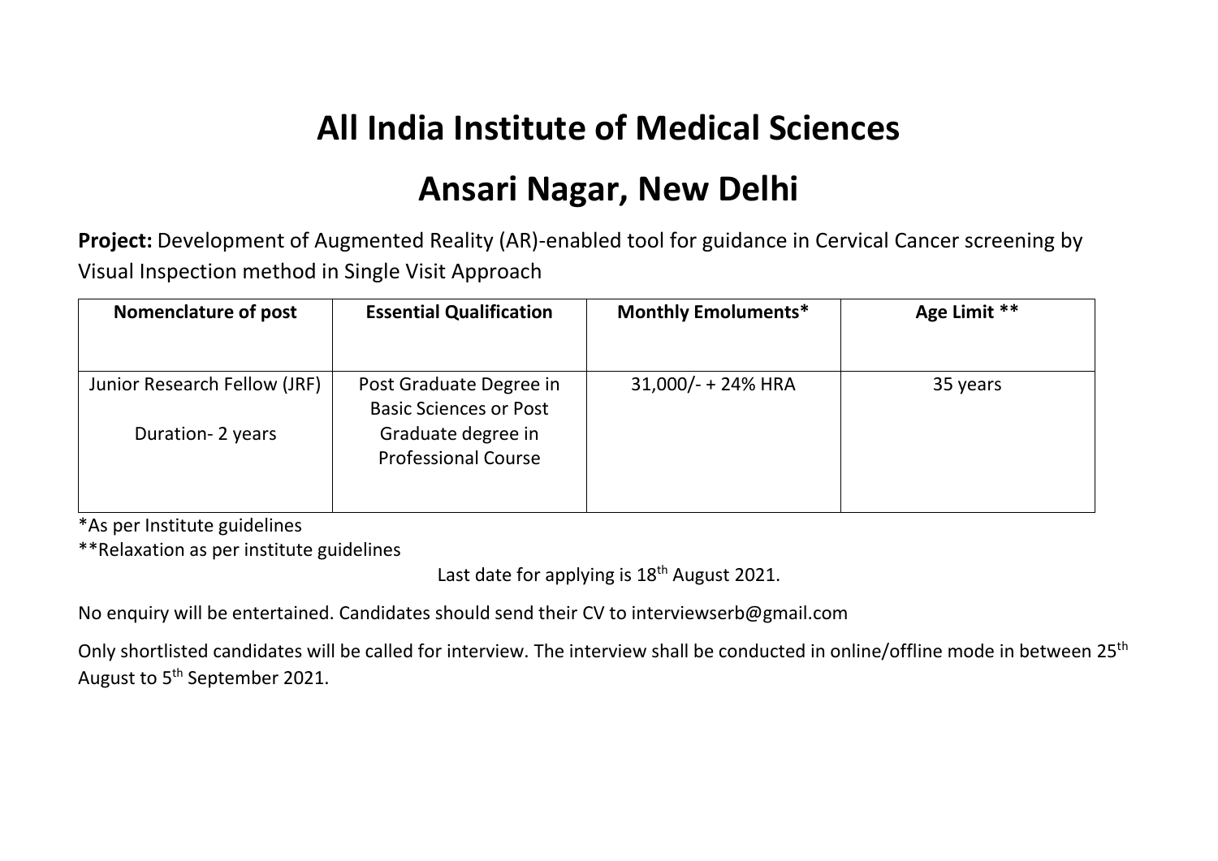# All India Institute of Medical Sciences

# Ansari Nagar, New Delhi

**Project:** Development of Augmented Reality (AR)-enabled tool for guidance in Cervical Cancer screening by Visual Inspection method in Single Visit Approach

| Nomenclature of post | Essential Qualification | Monthly Emoluments* | Age Limit ** |
|---|---|---|---|
| Junior Research Fellow (JRF)<br><br>Duration- 2 years | Post Graduate Degree in Basic Sciences or Post Graduate degree in Professional Course | 31,000/- + 24% HRA | 35 years |

*As per Institute guidelines

**Relaxation as per institute guidelines

Last date for applying is 18th August 2021.

No enquiry will be entertained. Candidates should send their CV to interviewserb@gmail.com

Only shortlisted candidates will be called for interview. The interview shall be conducted in online/offline mode in between 25th August to 5th September 2021.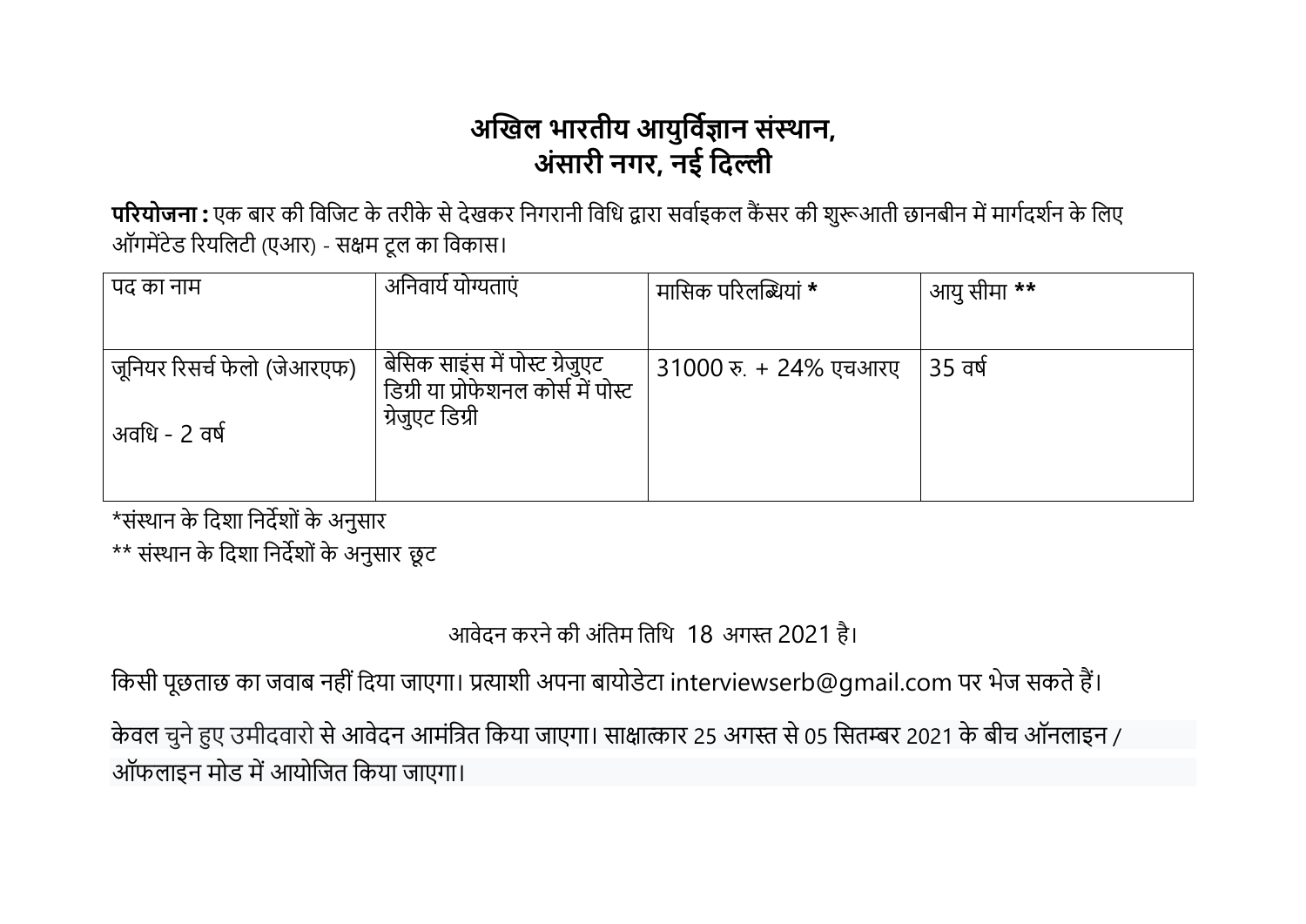# अखिल भारतीय आयुर्विज्ञान संस्थान,
# अंसारी नगर, नई दिल्ली

**परियोजना :** एक बार की विजिट के तरीके से देखकर निगरानी विधि द्वारा सर्वाइकल कैंसर की शुरूआती छानबीन में मार्गदर्शन के लिए ऑगमेंटेड रियलिटी (एआर) - सक्षम टूल का विकास।

| पद का नाम | अनिवार्य योग्यताएं | मासिक परिलब्धियां * | आयु सीमा ** |
|---|---|---|---|
| जूनियर रिसर्च फेलो (जेआरएफ)<br><br>अवधि - 2 वर्ष | बेसिक साइंस में पोस्ट ग्रेजुएट डिग्री या प्रोफेशनल कोर्स में पोस्ट ग्रेजुएट डिग्री | 31000 रु. + 24% एचआरए | 35 वर्ष |

*संस्थान के दिशा निर्देशों के अनुसार

** संस्थान के दिशा निर्देशों के अनुसार छूट

आवेदन करने की अंतिम तिथि 18 अगस्त 2021 है।

किसी पूछताछ का जवाब नहीं दिया जाएगा। प्रत्याशी अपना बायोडेटा interviewserb@gmail.com पर भेज सकते हैं।

केवल चुने हुए उमीदवारो से आवेदन आमंत्रित किया जाएगा। साक्षात्कार 25 अगस्त से 05 सितम्बर 2021 के बीच ऑनलाइन / ऑफलाइन मोड में आयोजित किया जाएगा।